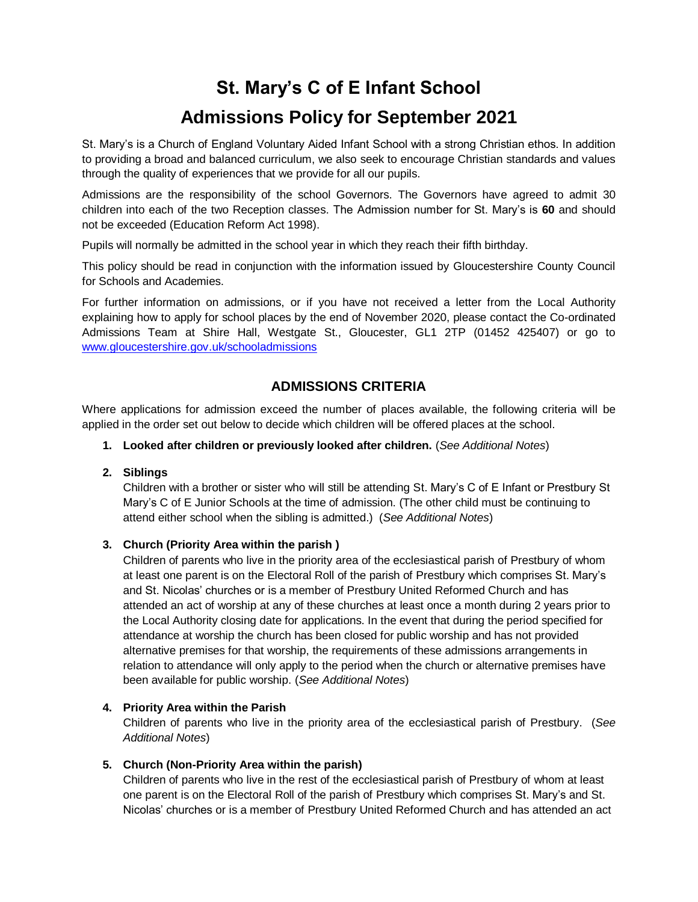# St. Mary's C of E Infant School

# Admissions Policy for September 2021

St. Mary's is a Church of England Voluntary Aided Infant School with a strong Christian ethos. In addition to providing a broad and balanced curriculum, we also seek to encourage Christian standards and values through the quality of experiences that we provide for all our pupils.

Admissions are the responsibility of the school Governors. The Governors have agreed to admit 30 children into each of the two Reception classes. The Admission number for St. Mary's is **60** and should not be exceeded (Education Reform Act 1998).

Pupils will normally be admitted in the school year in which they reach their fifth birthday.

This policy should be read in conjunction with the information issued by Gloucestershire County Council for Schools and Academies.

For further information on admissions, or if you have not received a letter from the Local Authority explaining how to apply for school places by the end of November 2020, please contact the Co-ordinated Admissions Team at Shire Hall, Westgate St., Gloucester, GL1 2TP (01452 425407) or go to [www.gloucestershire.gov.uk/schooladmissions](www.gloucestershire.gov.uk/schooladmissions)

## ADMISSIONS CRITERIA

Where applications for admission exceed the number of places available, the following criteria will be applied in the order set out below to decide which children will be offered places at the school.

1. **Looked after children or previously looked after children.** (*See Additional Notes*)

2. **Siblings**
   Children with a brother or sister who will still be attending St. Mary's C of E Infant or Prestbury St Mary's C of E Junior Schools at the time of admission. (The other child must be continuing to attend either school when the sibling is admitted.) (*See Additional Notes*)

3. **Church (Priority Area within the parish )**
   Children of parents who live in the priority area of the ecclesiastical parish of Prestbury of whom at least one parent is on the Electoral Roll of the parish of Prestbury which comprises St. Mary's and St. Nicolas' churches or is a member of Prestbury United Reformed Church and has attended an act of worship at any of these churches at least once a month during 2 years prior to the Local Authority closing date for applications. In the event that during the period specified for attendance at worship the church has been closed for public worship and has not provided alternative premises for that worship, the requirements of these admissions arrangements in relation to attendance will only apply to the period when the church or alternative premises have been available for public worship. (*See Additional Notes*)

4. **Priority Area within the Parish**
   Children of parents who live in the priority area of the ecclesiastical parish of Prestbury. (*See Additional Notes*)

5. **Church (Non-Priority Area within the parish)**
   Children of parents who live in the rest of the ecclesiastical parish of Prestbury of whom at least one parent is on the Electoral Roll of the parish of Prestbury which comprises St. Mary's and St. Nicolas' churches or is a member of Prestbury United Reformed Church and has attended an act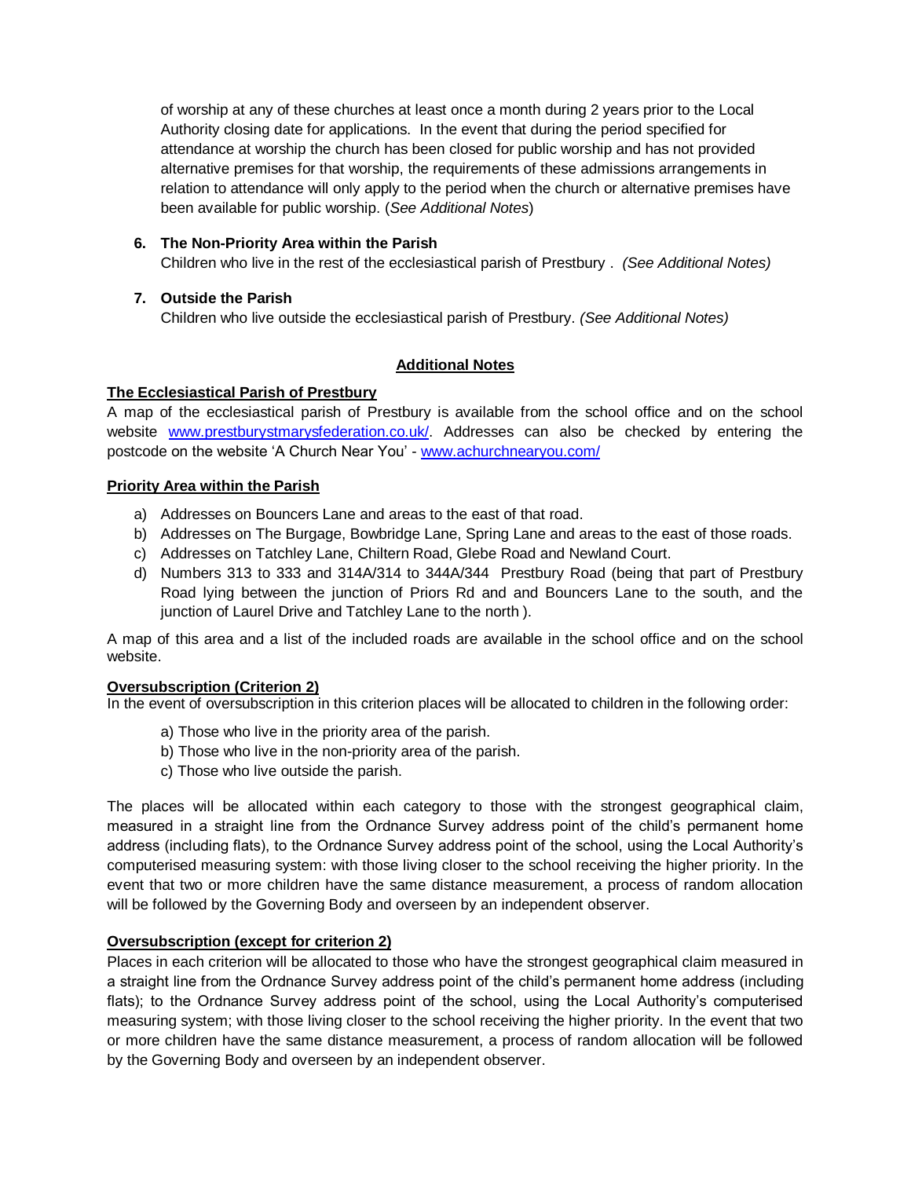of worship at any of these churches at least once a month during 2 years prior to the Local Authority closing date for applications. In the event that during the period specified for attendance at worship the church has been closed for public worship and has not provided alternative premises for that worship, the requirements of these admissions arrangements in relation to attendance will only apply to the period when the church or alternative premises have been available for public worship. (*See Additional Notes*)

6. **The Non-Priority Area within the Parish**
   Children who live in the rest of the ecclesiastical parish of Prestbury . *(See Additional Notes)*

7. **Outside the Parish**
   Children who live outside the ecclesiastical parish of Prestbury. *(See Additional Notes)*

## Additional Notes

**The Ecclesiastical Parish of Prestbury**

A map of the ecclesiastical parish of Prestbury is available from the school office and on the school website [www.prestburystmarysfederation.co.uk/](http://www.prestburystmarysfederation.co.uk/). Addresses can also be checked by entering the postcode on the website 'A Church Near You' - [www.achurchnearyou.com/](http://www.achurchnearyou.com/)

**Priority Area within the Parish**

a) Addresses on Bouncers Lane and areas to the east of that road.
b) Addresses on The Burgage, Bowbridge Lane, Spring Lane and areas to the east of those roads.
c) Addresses on Tatchley Lane, Chiltern Road, Glebe Road and Newland Court.
d) Numbers 313 to 333 and 314A/314 to 344A/344 Prestbury Road (being that part of Prestbury Road lying between the junction of Priors Rd and and Bouncers Lane to the south, and the junction of Laurel Drive and Tatchley Lane to the north ).

A map of this area and a list of the included roads are available in the school office and on the school website.

**Oversubscription (Criterion 2)**

In the event of oversubscription in this criterion places will be allocated to children in the following order:

a) Those who live in the priority area of the parish.
b) Those who live in the non-priority area of the parish.
c) Those who live outside the parish.

The places will be allocated within each category to those with the strongest geographical claim, measured in a straight line from the Ordnance Survey address point of the child's permanent home address (including flats), to the Ordnance Survey address point of the school, using the Local Authority's computerised measuring system: with those living closer to the school receiving the higher priority. In the event that two or more children have the same distance measurement, a process of random allocation will be followed by the Governing Body and overseen by an independent observer.

**Oversubscription (except for criterion 2)**

Places in each criterion will be allocated to those who have the strongest geographical claim measured in a straight line from the Ordnance Survey address point of the child's permanent home address (including flats); to the Ordnance Survey address point of the school, using the Local Authority's computerised measuring system; with those living closer to the school receiving the higher priority. In the event that two or more children have the same distance measurement, a process of random allocation will be followed by the Governing Body and overseen by an independent observer.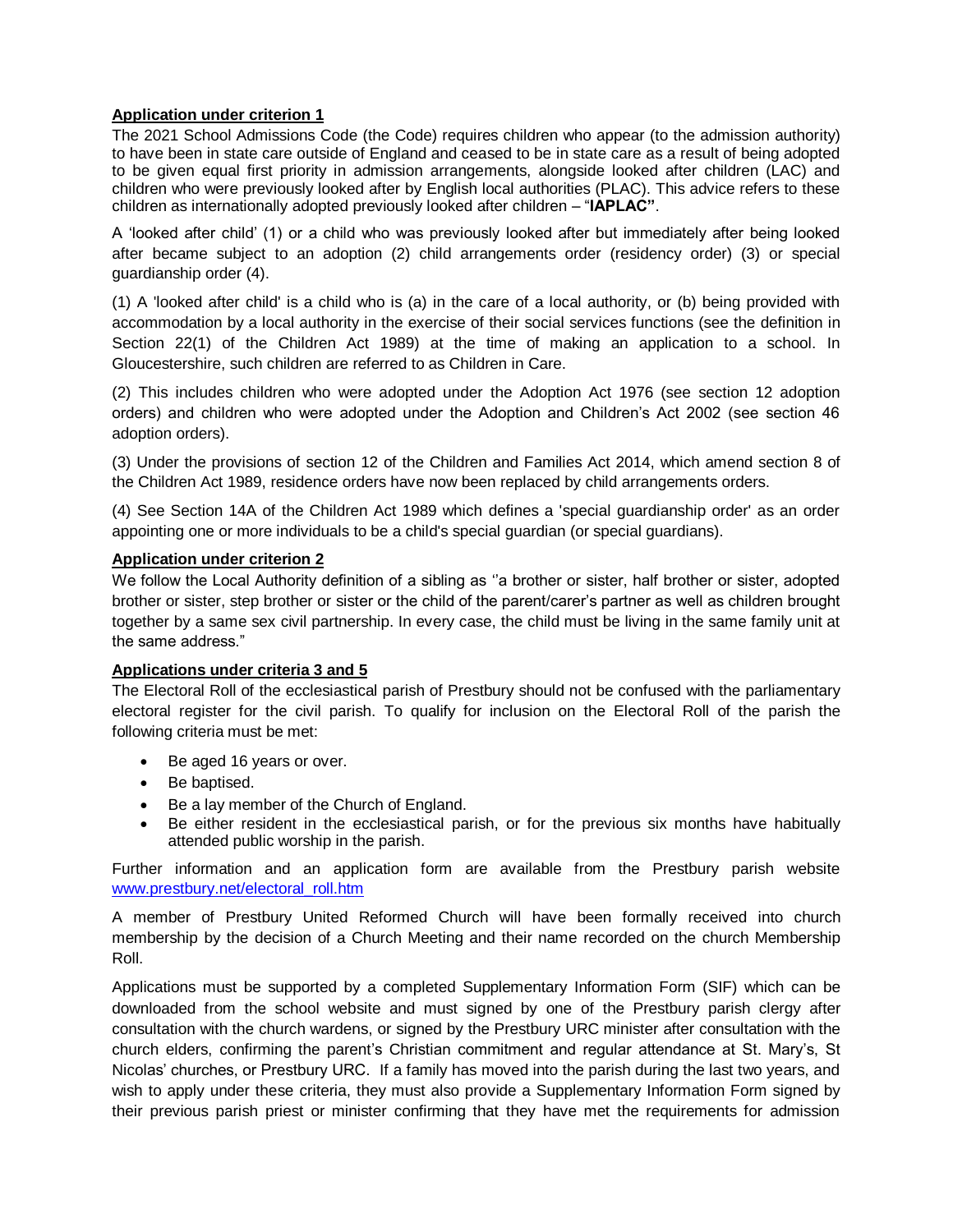**Application under criterion 1**

The 2021 School Admissions Code (the Code) requires children who appear (to the admission authority) to have been in state care outside of England and ceased to be in state care as a result of being adopted to be given equal first priority in admission arrangements, alongside looked after children (LAC) and children who were previously looked after by English local authorities (PLAC). This advice refers to these children as internationally adopted previously looked after children – "**IAPLAC"**.

A 'looked after child' (1) or a child who was previously looked after but immediately after being looked after became subject to an adoption (2) child arrangements order (residency order) (3) or special guardianship order (4).

(1) A 'looked after child' is a child who is (a) in the care of a local authority, or (b) being provided with accommodation by a local authority in the exercise of their social services functions (see the definition in Section 22(1) of the Children Act 1989) at the time of making an application to a school. In Gloucestershire, such children are referred to as Children in Care.

(2) This includes children who were adopted under the Adoption Act 1976 (see section 12 adoption orders) and children who were adopted under the Adoption and Children's Act 2002 (see section 46 adoption orders).

(3) Under the provisions of section 12 of the Children and Families Act 2014, which amend section 8 of the Children Act 1989, residence orders have now been replaced by child arrangements orders.

(4) See Section 14A of the Children Act 1989 which defines a 'special guardianship order' as an order appointing one or more individuals to be a child's special guardian (or special guardians).

**Application under criterion 2**

We follow the Local Authority definition of a sibling as ''a brother or sister, half brother or sister, adopted brother or sister, step brother or sister or the child of the parent/carer's partner as well as children brought together by a same sex civil partnership. In every case, the child must be living in the same family unit at the same address."

**Applications under criteria 3 and 5**

The Electoral Roll of the ecclesiastical parish of Prestbury should not be confused with the parliamentary electoral register for the civil parish. To qualify for inclusion on the Electoral Roll of the parish the following criteria must be met:

- Be aged 16 years or over.
- Be baptised.
- Be a lay member of the Church of England.
- Be either resident in the ecclesiastical parish, or for the previous six months have habitually attended public worship in the parish.

Further information and an application form are available from the Prestbury parish website www.prestbury.net/electoral_roll.htm

A member of Prestbury United Reformed Church will have been formally received into church membership by the decision of a Church Meeting and their name recorded on the church Membership Roll.

Applications must be supported by a completed Supplementary Information Form (SIF) which can be downloaded from the school website and must signed by one of the Prestbury parish clergy after consultation with the church wardens, or signed by the Prestbury URC minister after consultation with the church elders, confirming the parent's Christian commitment and regular attendance at St. Mary's, St Nicolas' churches, or Prestbury URC. If a family has moved into the parish during the last two years, and wish to apply under these criteria, they must also provide a Supplementary Information Form signed by their previous parish priest or minister confirming that they have met the requirements for admission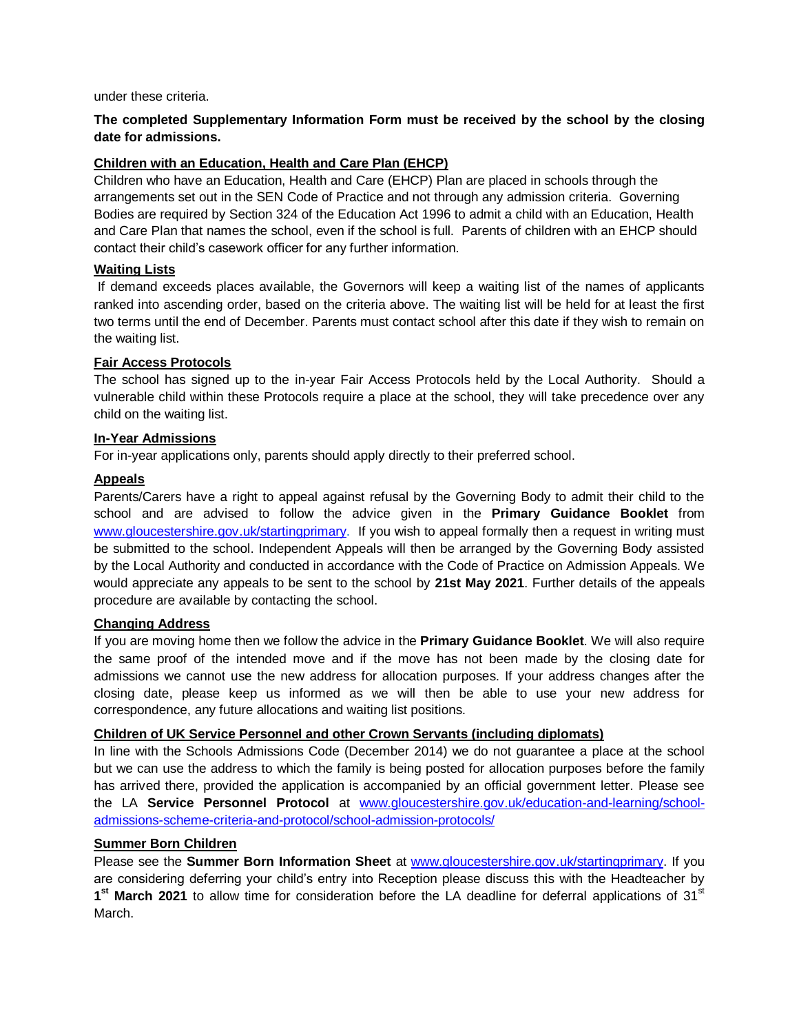under these criteria.

**The completed Supplementary Information Form must be received by the school by the closing date for admissions.**

**Children with an Education, Health and Care Plan (EHCP)**

Children who have an Education, Health and Care (EHCP) Plan are placed in schools through the arrangements set out in the SEN Code of Practice and not through any admission criteria. Governing Bodies are required by Section 324 of the Education Act 1996 to admit a child with an Education, Health and Care Plan that names the school, even if the school is full. Parents of children with an EHCP should contact their child's casework officer for any further information.

**Waiting Lists**

If demand exceeds places available, the Governors will keep a waiting list of the names of applicants ranked into ascending order, based on the criteria above. The waiting list will be held for at least the first two terms until the end of December. Parents must contact school after this date if they wish to remain on the waiting list.

**Fair Access Protocols**

The school has signed up to the in-year Fair Access Protocols held by the Local Authority. Should a vulnerable child within these Protocols require a place at the school, they will take precedence over any child on the waiting list.

**In-Year Admissions**

For in-year applications only, parents should apply directly to their preferred school.

**Appeals**

Parents/Carers have a right to appeal against refusal by the Governing Body to admit their child to the school and are advised to follow the advice given in the **Primary Guidance Booklet** from www.gloucestershire.gov.uk/startingprimary. If you wish to appeal formally then a request in writing must be submitted to the school. Independent Appeals will then be arranged by the Governing Body assisted by the Local Authority and conducted in accordance with the Code of Practice on Admission Appeals. We would appreciate any appeals to be sent to the school by **21st May 2021**. Further details of the appeals procedure are available by contacting the school.

**Changing Address**

If you are moving home then we follow the advice in the **Primary Guidance Booklet**. We will also require the same proof of the intended move and if the move has not been made by the closing date for admissions we cannot use the new address for allocation purposes. If your address changes after the closing date, please keep us informed as we will then be able to use your new address for correspondence, any future allocations and waiting list positions.

**Children of UK Service Personnel and other Crown Servants (including diplomats)**

In line with the Schools Admissions Code (December 2014) we do not guarantee a place at the school but we can use the address to which the family is being posted for allocation purposes before the family has arrived there, provided the application is accompanied by an official government letter. Please see the LA **Service Personnel Protocol** at www.gloucestershire.gov.uk/education-and-learning/school-admissions-scheme-criteria-and-protocol/school-admission-protocols/

**Summer Born Children**

Please see the **Summer Born Information Sheet** at www.gloucestershire.gov.uk/startingprimary. If you are considering deferring your child's entry into Reception please discuss this with the Headteacher by **1st March 2021** to allow time for consideration before the LA deadline for deferral applications of 31st March.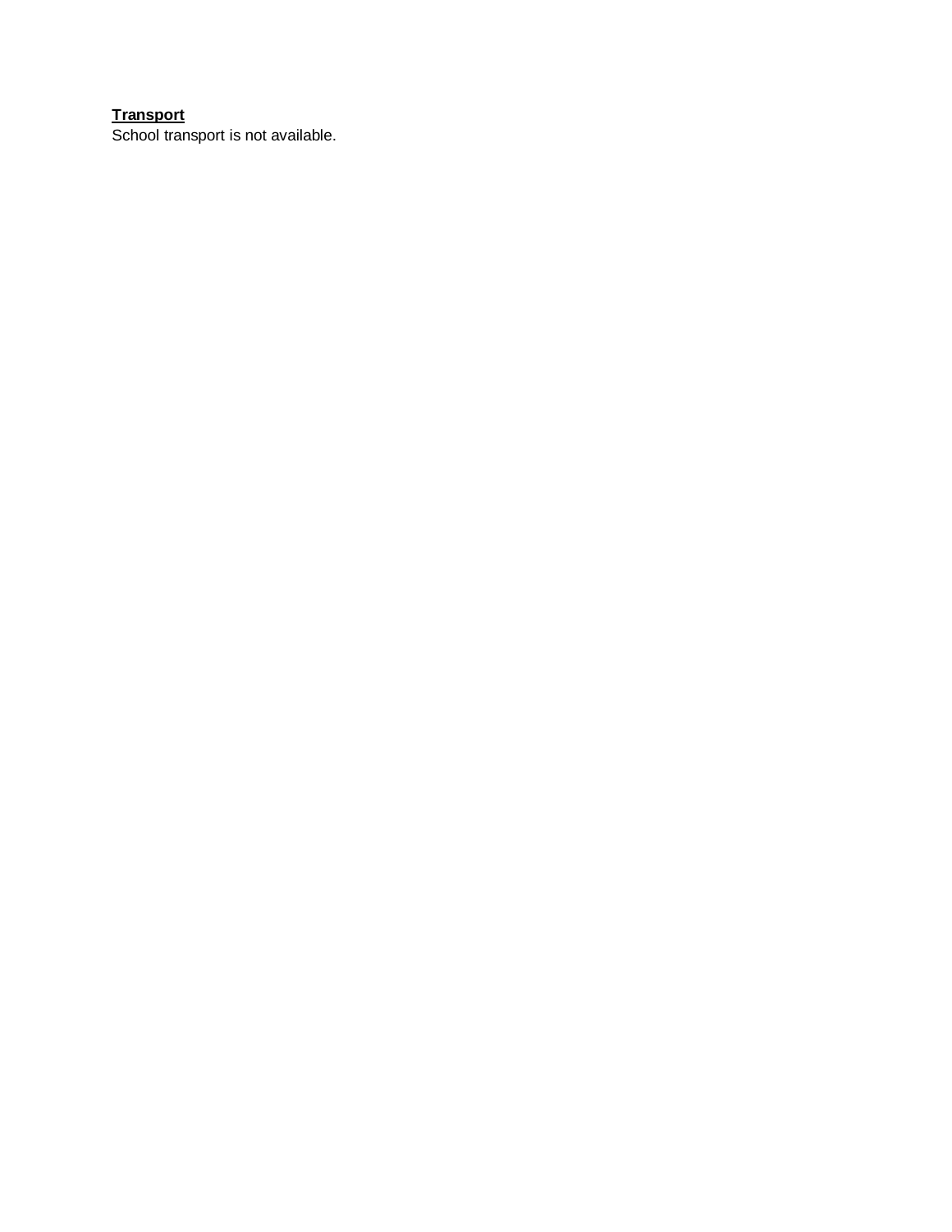**Transport**
School transport is not available.